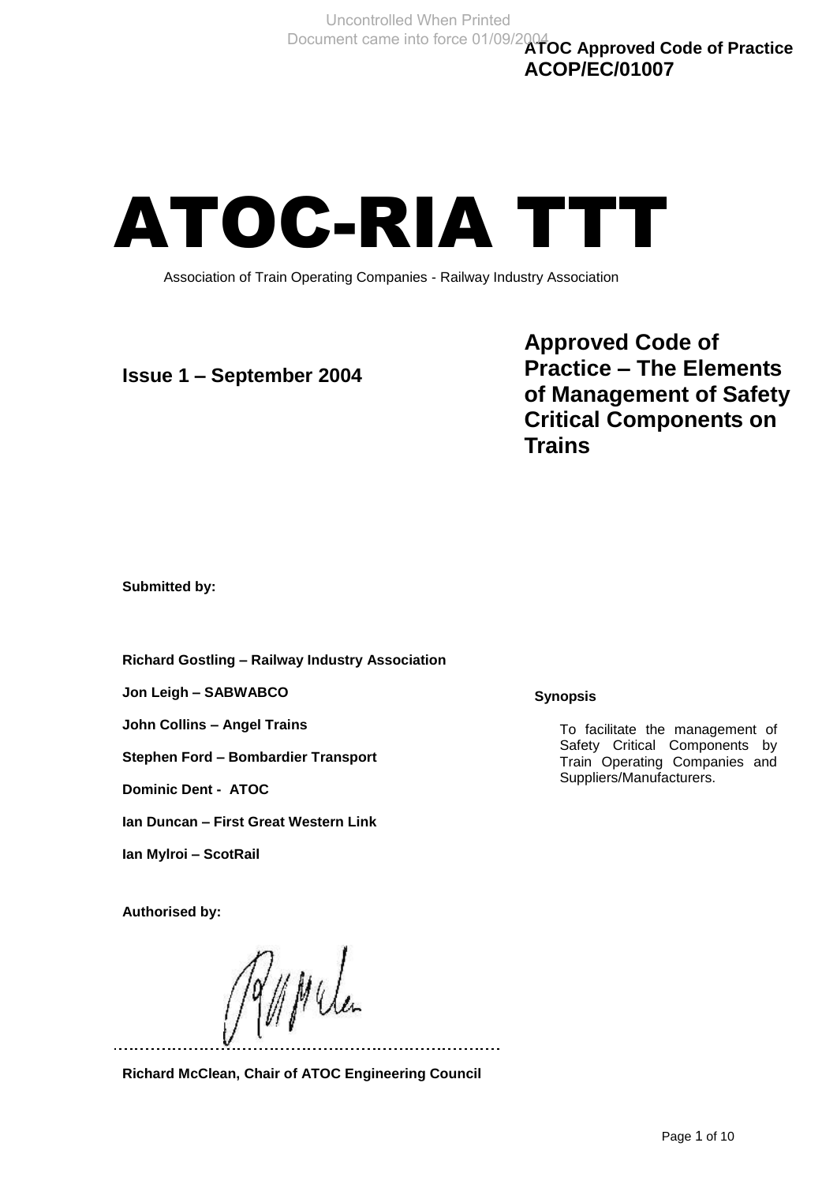Uncontrolled When Printed
Document came into force 01/09/2004

**ATOC Approved Code of Practice**
**ACOP/EC/01007**

# ATOC-RIA TTT

Association of Train Operating Companies - Railway Industry Association

**Issue 1 – September 2004**

## Approved Code of Practice – The Elements of Management of Safety Critical Components on Trains

**Submitted by:**

**Richard Gostling – Railway Industry Association**

**Jon Leigh – SABWABCO**

**John Collins – Angel Trains**

**Stephen Ford – Bombardier Transport**

**Dominic Dent - ATOC**

**Ian Duncan – First Great Western Link**

**Ian Mylroi – ScotRail**

**Authorised by:**

**Richard McClean, Chair of ATOC Engineering Council**

**Synopsis**

To facilitate the management of Safety Critical Components by Train Operating Companies and Suppliers/Manufacturers.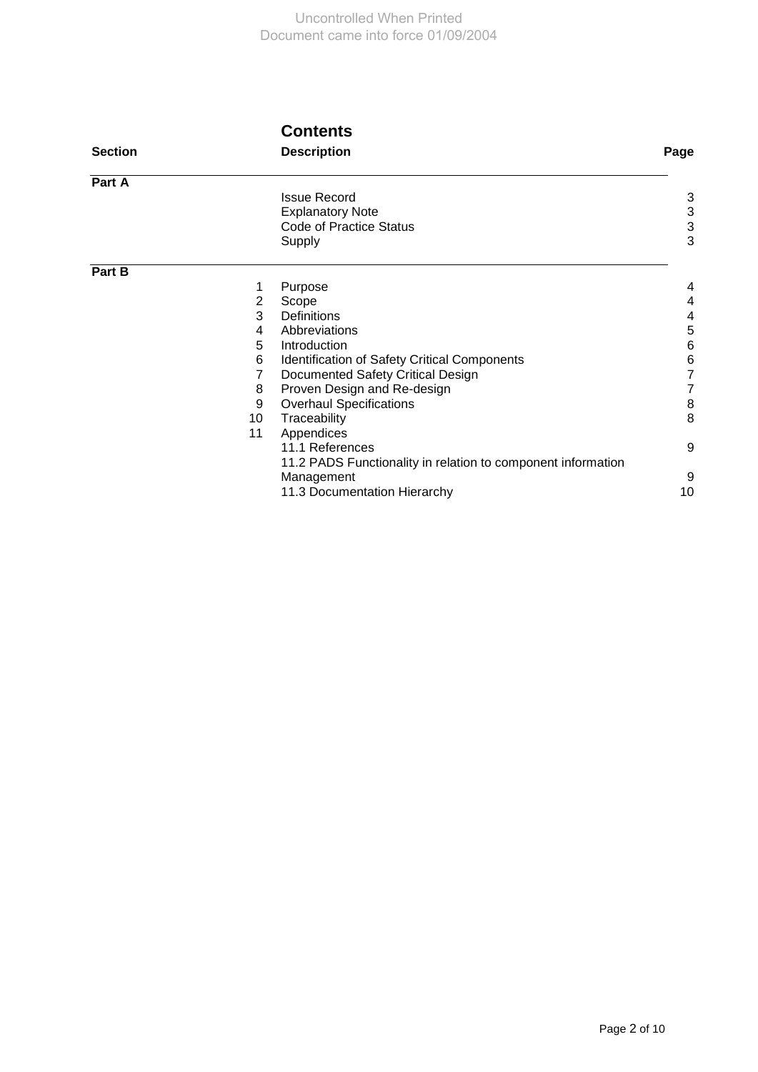## Contents

| Section | Description | Page |
|---|---|---|
| **Part A** | | |
| | Issue Record | 3 |
| | Explanatory Note | 3 |
| | Code of Practice Status | 3 |
| | Supply | 3 |
| **Part B** | | |
| 1 | Purpose | 4 |
| 2 | Scope | 4 |
| 3 | Definitions | 4 |
| 4 | Abbreviations | 5 |
| 5 | Introduction | 6 |
| 6 | Identification of Safety Critical Components | 6 |
| 7 | Documented Safety Critical Design | 7 |
| 8 | Proven Design and Re-design | 7 |
| 9 | Overhaul Specifications | 8 |
| 10 | Traceability | 8 |
| 11 | Appendices | |
| | 11.1 References | 9 |
| | 11.2 PADS Functionality in relation to component information Management | 9 |
| | 11.3 Documentation Hierarchy | 10 |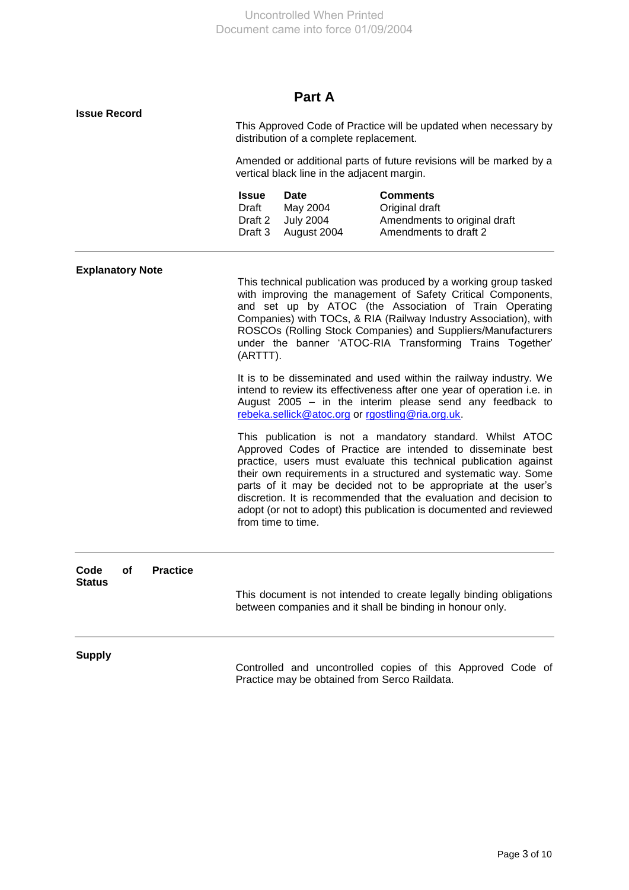# Part A

## Issue Record

This Approved Code of Practice will be updated when necessary by distribution of a complete replacement.

Amended or additional parts of future revisions will be marked by a vertical black line in the adjacent margin.

| Issue | Date | Comments |
|---|---|---|
| Draft | May 2004 | Original draft |
| Draft 2 | July 2004 | Amendments to original draft |
| Draft 3 | August 2004 | Amendments to draft 2 |

## Explanatory Note

This technical publication was produced by a working group tasked with improving the management of Safety Critical Components, and set up by ATOC (the Association of Train Operating Companies) with TOCs, & RIA (Railway Industry Association), with ROSCOs (Rolling Stock Companies) and Suppliers/Manufacturers under the banner 'ATOC-RIA Transforming Trains Together' (ARTTT).

It is to be disseminated and used within the railway industry. We intend to review its effectiveness after one year of operation i.e. in August 2005 – in the interim please send any feedback to rebeka.sellick@atoc.org or rgostling@ria.org.uk.

This publication is not a mandatory standard. Whilst ATOC Approved Codes of Practice are intended to disseminate best practice, users must evaluate this technical publication against their own requirements in a structured and systematic way. Some parts of it may be decided not to be appropriate at the user's discretion. It is recommended that the evaluation and decision to adopt (or not to adopt) this publication is documented and reviewed from time to time.

## Code of Practice Status

This document is not intended to create legally binding obligations between companies and it shall be binding in honour only.

## Supply

Controlled and uncontrolled copies of this Approved Code of Practice may be obtained from Serco Raildata.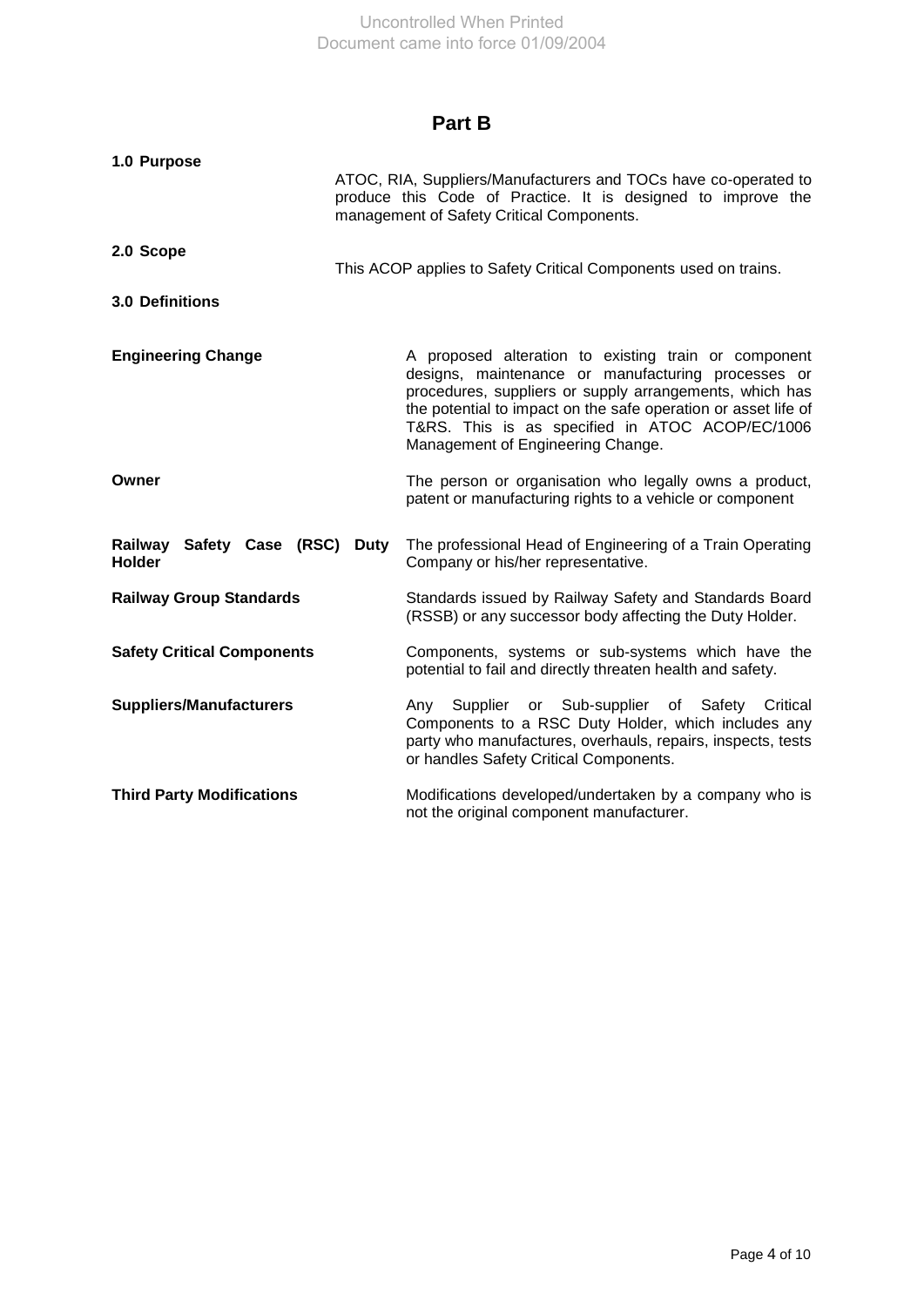# Part B

## 1.0 Purpose

ATOC, RIA, Suppliers/Manufacturers and TOCs have co-operated to produce this Code of Practice. It is designed to improve the management of Safety Critical Components.

## 2.0 Scope

This ACOP applies to Safety Critical Components used on trains.

## 3.0 Definitions

| | |
|---|---|
| **Engineering Change** | A proposed alteration to existing train or component designs, maintenance or manufacturing processes or procedures, suppliers or supply arrangements, which has the potential to impact on the safe operation or asset life of T&RS. This is as specified in ATOC ACOP/EC/1006 Management of Engineering Change. |
| **Owner** | The person or organisation who legally owns a product, patent or manufacturing rights to a vehicle or component |
| **Railway Safety Case (RSC) Duty Holder** | The professional Head of Engineering of a Train Operating Company or his/her representative. |
| **Railway Group Standards** | Standards issued by Railway Safety and Standards Board (RSSB) or any successor body affecting the Duty Holder. |
| **Safety Critical Components** | Components, systems or sub-systems which have the potential to fail and directly threaten health and safety. |
| **Suppliers/Manufacturers** | Any Supplier or Sub-supplier of Safety Critical Components to a RSC Duty Holder, which includes any party who manufactures, overhauls, repairs, inspects, tests or handles Safety Critical Components. |
| **Third Party Modifications** | Modifications developed/undertaken by a company who is not the original component manufacturer. |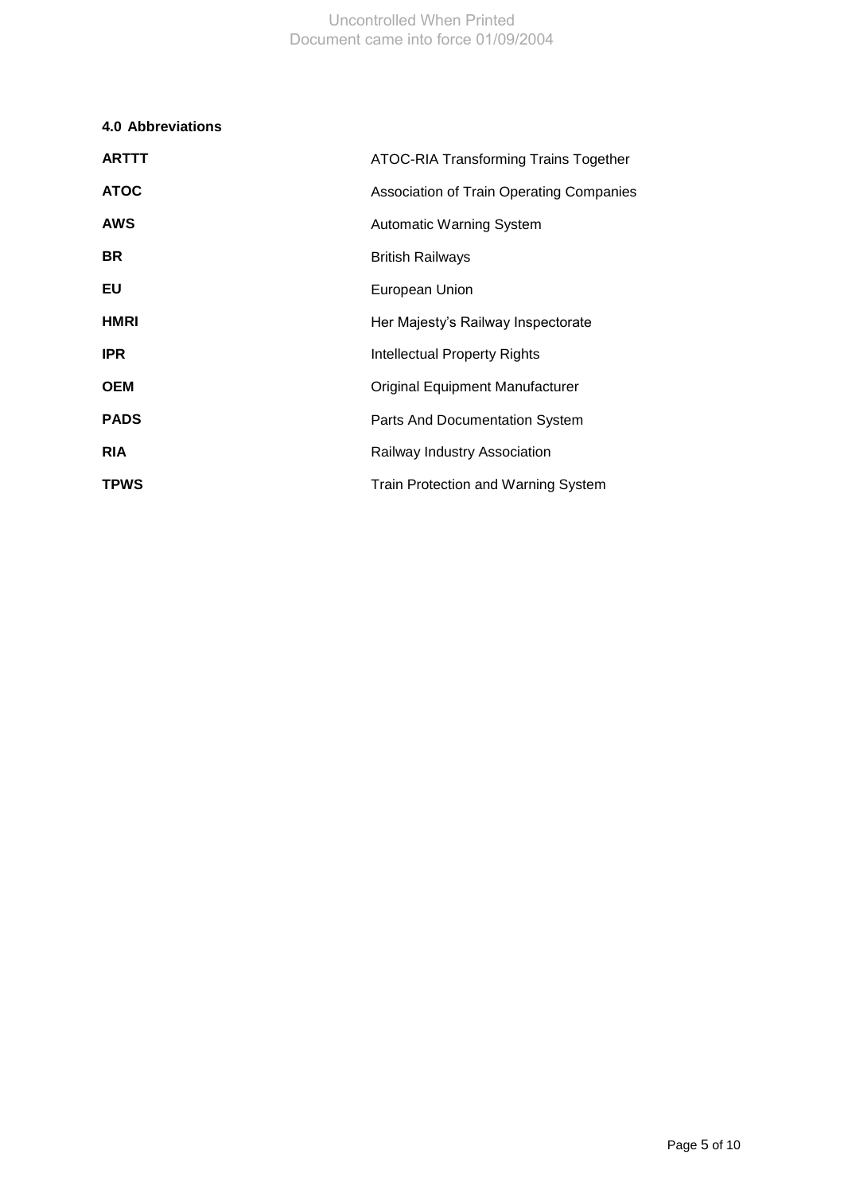### 4.0 Abbreviations

| | |
|---|---|
| **ARTTT** | ATOC-RIA Transforming Trains Together |
| **ATOC** | Association of Train Operating Companies |
| **AWS** | Automatic Warning System |
| **BR** | British Railways |
| **EU** | European Union |
| **HMRI** | Her Majesty's Railway Inspectorate |
| **IPR** | Intellectual Property Rights |
| **OEM** | Original Equipment Manufacturer |
| **PADS** | Parts And Documentation System |
| **RIA** | Railway Industry Association |
| **TPWS** | Train Protection and Warning System |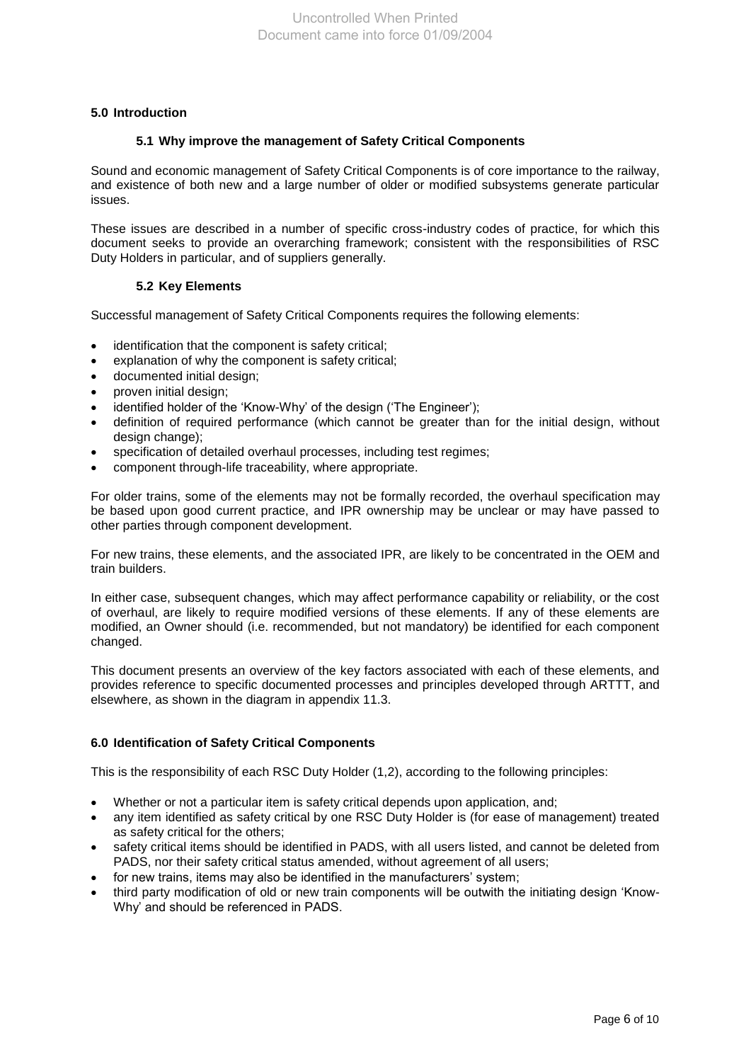## 5.0 Introduction

### 5.1 Why improve the management of Safety Critical Components

Sound and economic management of Safety Critical Components is of core importance to the railway, and existence of both new and a large number of older or modified subsystems generate particular issues.

These issues are described in a number of specific cross-industry codes of practice, for which this document seeks to provide an overarching framework; consistent with the responsibilities of RSC Duty Holders in particular, and of suppliers generally.

### 5.2 Key Elements

Successful management of Safety Critical Components requires the following elements:

- identification that the component is safety critical;
- explanation of why the component is safety critical;
- documented initial design;
- proven initial design;
- identified holder of the 'Know-Why' of the design ('The Engineer');
- definition of required performance (which cannot be greater than for the initial design, without design change);
- specification of detailed overhaul processes, including test regimes;
- component through-life traceability, where appropriate.

For older trains, some of the elements may not be formally recorded, the overhaul specification may be based upon good current practice, and IPR ownership may be unclear or may have passed to other parties through component development.

For new trains, these elements, and the associated IPR, are likely to be concentrated in the OEM and train builders.

In either case, subsequent changes, which may affect performance capability or reliability, or the cost of overhaul, are likely to require modified versions of these elements. If any of these elements are modified, an Owner should (i.e. recommended, but not mandatory) be identified for each component changed.

This document presents an overview of the key factors associated with each of these elements, and provides reference to specific documented processes and principles developed through ARTTT, and elsewhere, as shown in the diagram in appendix 11.3.

## 6.0 Identification of Safety Critical Components

This is the responsibility of each RSC Duty Holder (1,2), according to the following principles:

- Whether or not a particular item is safety critical depends upon application, and;
- any item identified as safety critical by one RSC Duty Holder is (for ease of management) treated as safety critical for the others;
- safety critical items should be identified in PADS, with all users listed, and cannot be deleted from PADS, nor their safety critical status amended, without agreement of all users;
- for new trains, items may also be identified in the manufacturers' system;
- third party modification of old or new train components will be outwith the initiating design 'Know-Why' and should be referenced in PADS.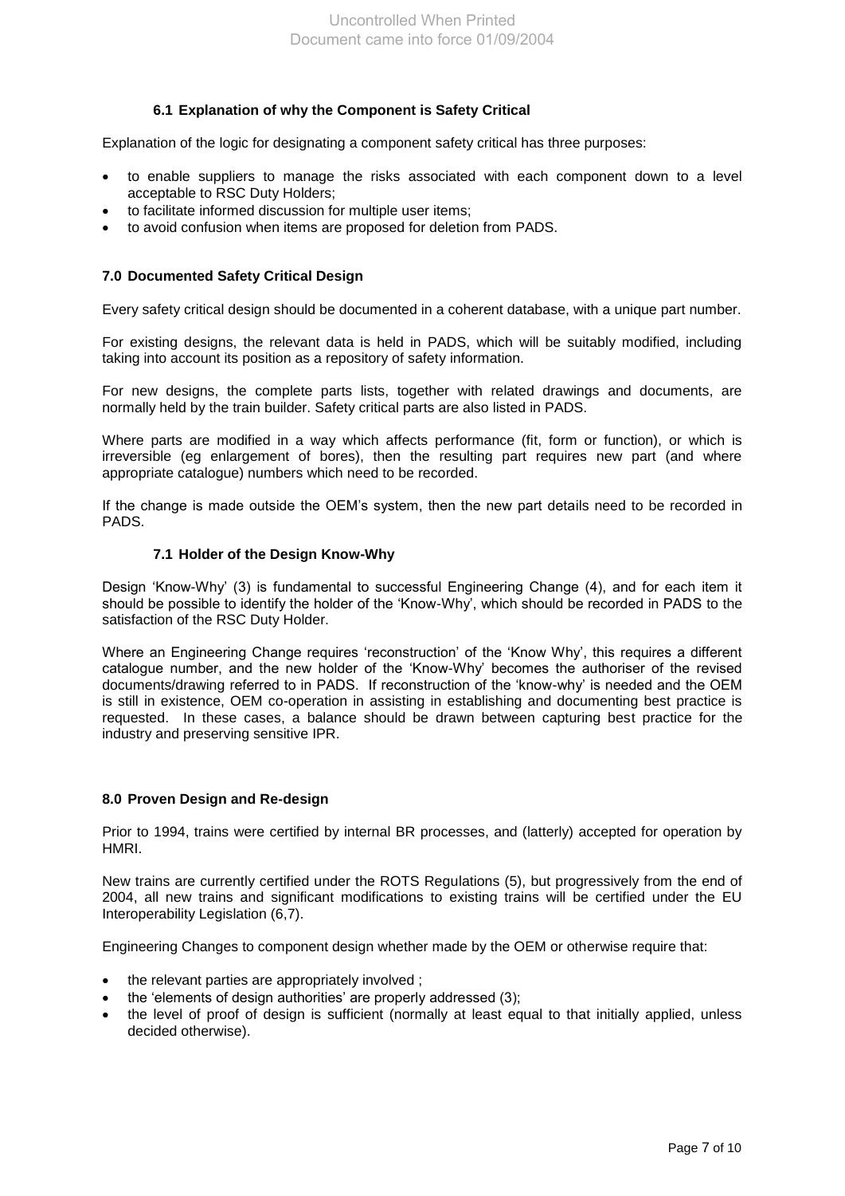### 6.1 Explanation of why the Component is Safety Critical

Explanation of the logic for designating a component safety critical has three purposes:

- to enable suppliers to manage the risks associated with each component down to a level acceptable to RSC Duty Holders;
- to facilitate informed discussion for multiple user items;
- to avoid confusion when items are proposed for deletion from PADS.

## 7.0 Documented Safety Critical Design

Every safety critical design should be documented in a coherent database, with a unique part number.

For existing designs, the relevant data is held in PADS, which will be suitably modified, including taking into account its position as a repository of safety information.

For new designs, the complete parts lists, together with related drawings and documents, are normally held by the train builder. Safety critical parts are also listed in PADS.

Where parts are modified in a way which affects performance (fit, form or function), or which is irreversible (eg enlargement of bores), then the resulting part requires new part (and where appropriate catalogue) numbers which need to be recorded.

If the change is made outside the OEM's system, then the new part details need to be recorded in PADS.

### 7.1 Holder of the Design Know-Why

Design 'Know-Why' (3) is fundamental to successful Engineering Change (4), and for each item it should be possible to identify the holder of the 'Know-Why', which should be recorded in PADS to the satisfaction of the RSC Duty Holder.

Where an Engineering Change requires 'reconstruction' of the 'Know Why', this requires a different catalogue number, and the new holder of the 'Know-Why' becomes the authoriser of the revised documents/drawing referred to in PADS. If reconstruction of the 'know-why' is needed and the OEM is still in existence, OEM co-operation in assisting in establishing and documenting best practice is requested. In these cases, a balance should be drawn between capturing best practice for the industry and preserving sensitive IPR.

## 8.0 Proven Design and Re-design

Prior to 1994, trains were certified by internal BR processes, and (latterly) accepted for operation by HMRI.

New trains are currently certified under the ROTS Regulations (5), but progressively from the end of 2004, all new trains and significant modifications to existing trains will be certified under the EU Interoperability Legislation (6,7).

Engineering Changes to component design whether made by the OEM or otherwise require that:

- the relevant parties are appropriately involved ;
- the 'elements of design authorities' are properly addressed (3);
- the level of proof of design is sufficient (normally at least equal to that initially applied, unless decided otherwise).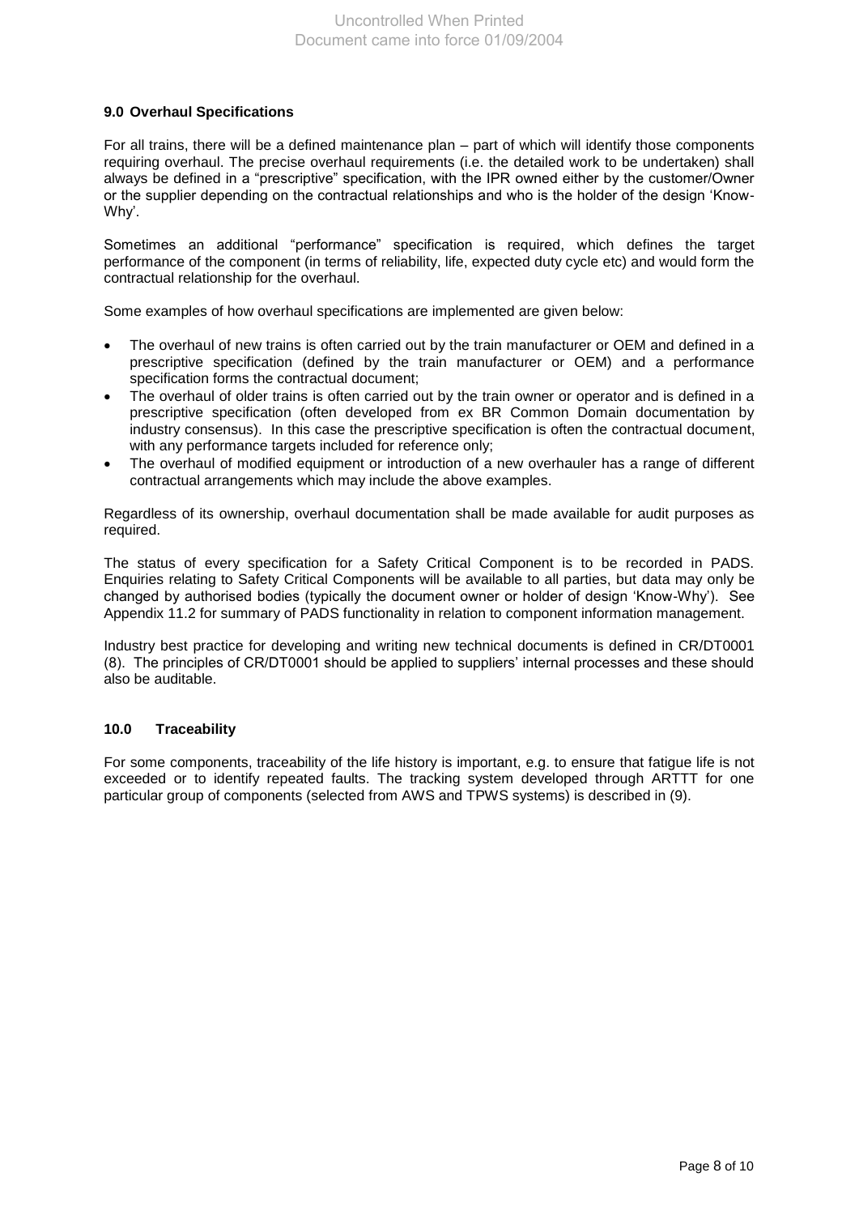## 9.0 Overhaul Specifications

For all trains, there will be a defined maintenance plan – part of which will identify those components requiring overhaul. The precise overhaul requirements (i.e. the detailed work to be undertaken) shall always be defined in a "prescriptive" specification, with the IPR owned either by the customer/Owner or the supplier depending on the contractual relationships and who is the holder of the design 'Know-Why'.

Sometimes an additional "performance" specification is required, which defines the target performance of the component (in terms of reliability, life, expected duty cycle etc) and would form the contractual relationship for the overhaul.

Some examples of how overhaul specifications are implemented are given below:

- The overhaul of new trains is often carried out by the train manufacturer or OEM and defined in a prescriptive specification (defined by the train manufacturer or OEM) and a performance specification forms the contractual document;
- The overhaul of older trains is often carried out by the train owner or operator and is defined in a prescriptive specification (often developed from ex BR Common Domain documentation by industry consensus). In this case the prescriptive specification is often the contractual document, with any performance targets included for reference only;
- The overhaul of modified equipment or introduction of a new overhauler has a range of different contractual arrangements which may include the above examples.

Regardless of its ownership, overhaul documentation shall be made available for audit purposes as required.

The status of every specification for a Safety Critical Component is to be recorded in PADS. Enquiries relating to Safety Critical Components will be available to all parties, but data may only be changed by authorised bodies (typically the document owner or holder of design 'Know-Why'). See Appendix 11.2 for summary of PADS functionality in relation to component information management.

Industry best practice for developing and writing new technical documents is defined in CR/DT0001 (8). The principles of CR/DT0001 should be applied to suppliers' internal processes and these should also be auditable.

## 10.0 Traceability

For some components, traceability of the life history is important, e.g. to ensure that fatigue life is not exceeded or to identify repeated faults. The tracking system developed through ARTTT for one particular group of components (selected from AWS and TPWS systems) is described in (9).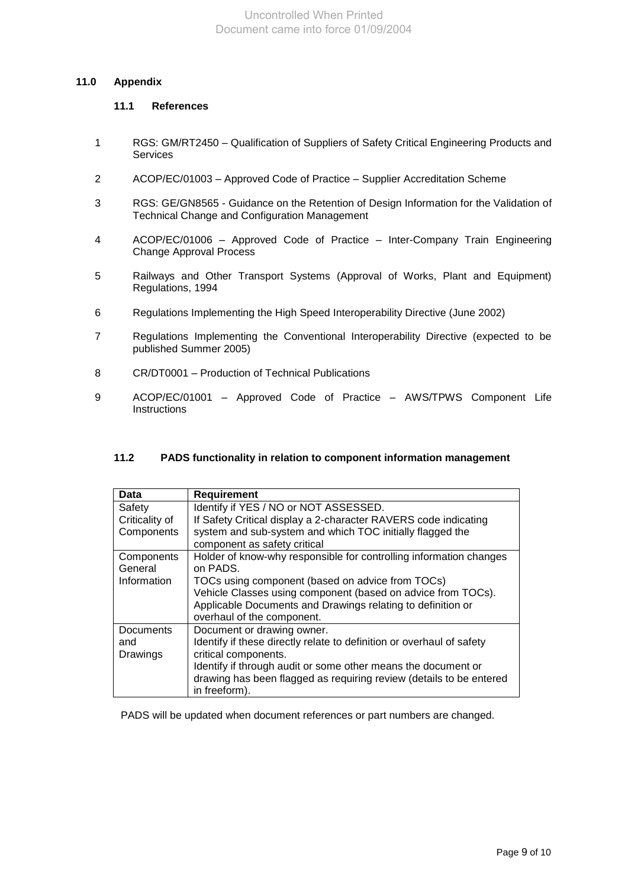## 11.0 Appendix

### 11.1 References

1. RGS: GM/RT2450 – Qualification of Suppliers of Safety Critical Engineering Products and Services
2. ACOP/EC/01003 – Approved Code of Practice – Supplier Accreditation Scheme
3. RGS: GE/GN8565 - Guidance on the Retention of Design Information for the Validation of Technical Change and Configuration Management
4. ACOP/EC/01006 – Approved Code of Practice – Inter-Company Train Engineering Change Approval Process
5. Railways and Other Transport Systems (Approval of Works, Plant and Equipment) Regulations, 1994
6. Regulations Implementing the High Speed Interoperability Directive (June 2002)
7. Regulations Implementing the Conventional Interoperability Directive (expected to be published Summer 2005)
8. CR/DT0001 – Production of Technical Publications
9. ACOP/EC/01001 – Approved Code of Practice – AWS/TPWS Component Life Instructions

### 11.2 PADS functionality in relation to component information management

| Data | Requirement |
|---|---|
| Safety Criticality of Components | Identify if YES / NO or NOT ASSESSED.<br>If Safety Critical display a 2-character RAVERS code indicating system and sub-system and which TOC initially flagged the component as safety critical |
| Components General Information | Holder of know-why responsible for controlling information changes on PADS.<br>TOCs using component (based on advice from TOCs)<br>Vehicle Classes using component (based on advice from TOCs).<br>Applicable Documents and Drawings relating to definition or overhaul of the component. |
| Documents and Drawings | Document or drawing owner.<br>Identify if these directly relate to definition or overhaul of safety critical components.<br>Identify if through audit or some other means the document or drawing has been flagged as requiring review (details to be entered in freeform). |

PADS will be updated when document references or part numbers are changed.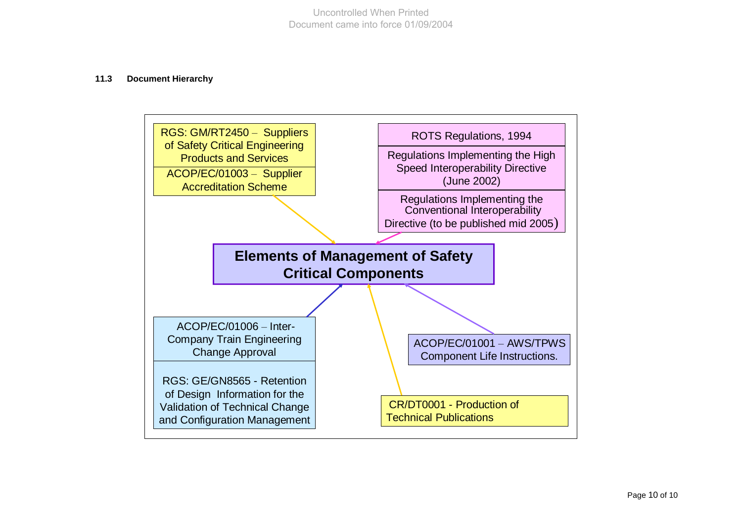### 11.3 Document Hierarchy

RGS: GM/RT2450 – Suppliers of Safety Critical Engineering Products and Services

ACOP/EC/01003 – Supplier Accreditation Scheme

ROTS Regulations, 1994

Regulations Implementing the High Speed Interoperability Directive (June 2002)

Regulations Implementing the Conventional Interoperability Directive (to be published mid 2005)

**Elements of Management of Safety Critical Components**

ACOP/EC/01006 – Inter-Company Train Engineering Change Approval

RGS: GE/GN8565 - Retention of Design Information for the Validation of Technical Change and Configuration Management

ACOP/EC/01001 – AWS/TPWS Component Life Instructions.

CR/DT0001 - Production of Technical Publications